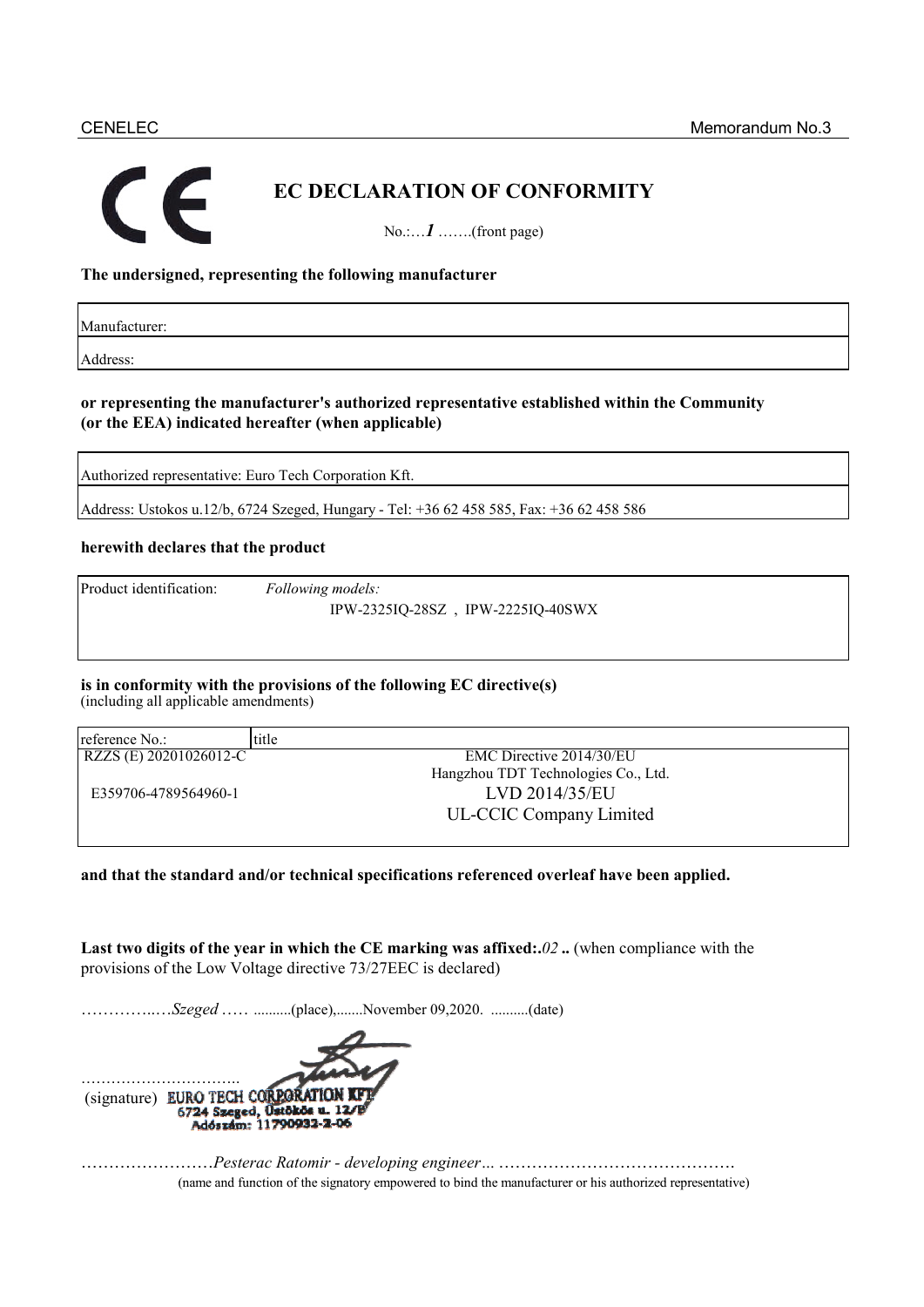CENELEC Memorandum No.3

# EC DECLARATION OF CONFORMITY

No.:…*1* …….(front page)

**The undersigned, representing the following manufacturer**

| Manufacturer: |
|---|
| Address: |

**or representing the manufacturer's authorized representative established within the Community (or the EEA) indicated hereafter (when applicable)**

| Authorized representative: Euro Tech Corporation Kft. |
|---|
| Address: Ustokos u.12/b, 6724 Szeged, Hungary - Tel: +36 62 458 585, Fax: +36 62 458 586 |

**herewith declares that the product**

| Product identification: | *Following models:* IPW-2325IQ-28SZ , IPW-2225IQ-40SWX |
|---|---|

**is in conformity with the provisions of the following EC directive(s)**
(including all applicable amendments)

| reference No.: | title |
|---|---|
| RZZS (E) 20201026012-C | EMC Directive 2014/30/EU<br>Hangzhou TDT Technologies Co., Ltd. |
| E359706-4789564960-1 | LVD 2014/35/EU<br>UL-CCIC Company Limited |

**and that the standard and/or technical specifications referenced overleaf have been applied.**

**Last two digits of the year in which the CE marking was affixed:.***02* **..** (when compliance with the provisions of the Low Voltage directive 73/27EEC is declared)

…………..…*Szeged* ….. ..........(place),.......November 09,2020. ..........(date)

…………………………..
(signature) EURO TECH CORPORATION KFT
6724 Szeged, Üstökös u. 12/B
Adószám: 11790932-2-06

……………………*Pesterac Ratomir - developing engineer*… ……………………………………
(name and function of the signatory empowered to bind the manufacturer or his authorized representative)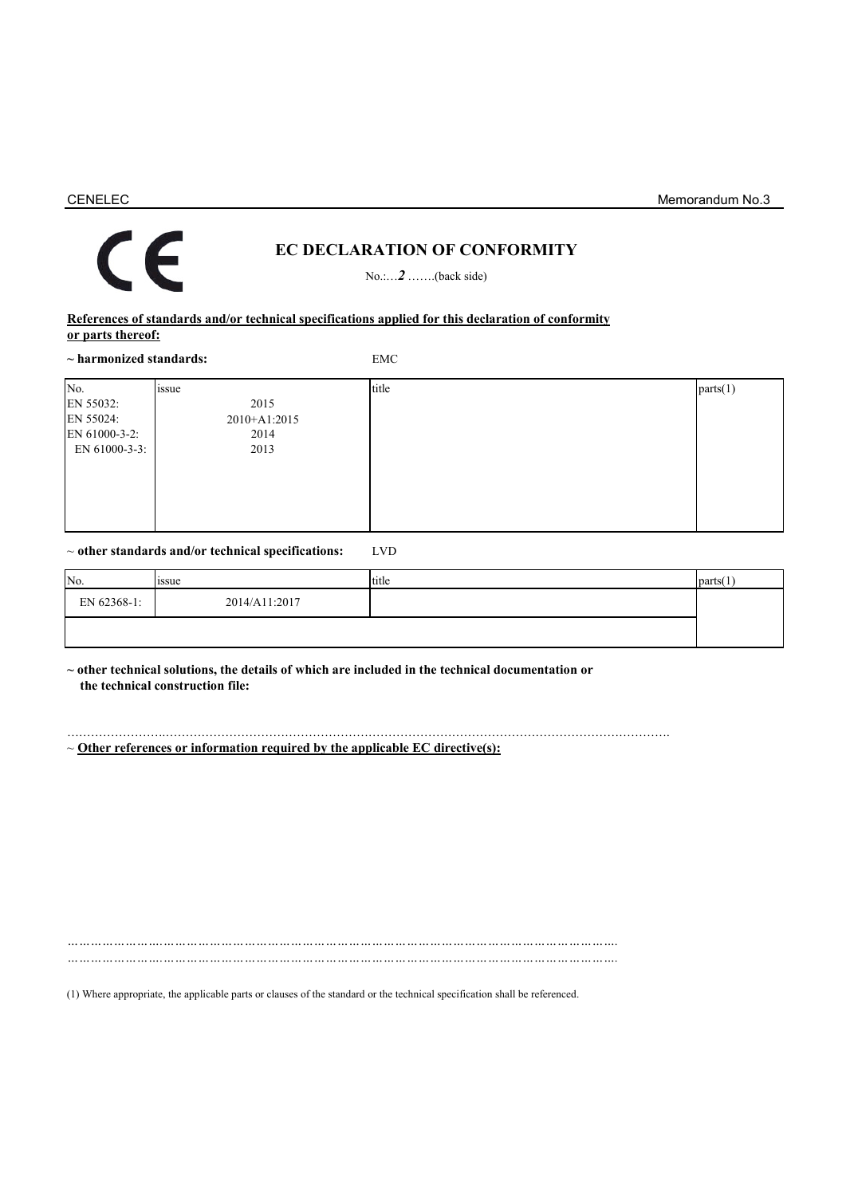CE

# EC DECLARATION OF CONFORMITY

No.:…*2* …….(back side)

**References of standards and/or technical specifications applied for this declaration of conformity or parts thereof:**

**~ harmonized standards:** EMC

| No. | issue | title | parts(1) |
|---|---|---|---|
| EN 55032: | 2015 | | |
| EN 55024: | 2010+A1:2015 | | |
| EN 61000-3-2: | 2014 | | |
| EN 61000-3-3: | 2013 | | |

~ **other standards and/or technical specifications:** LVD

| No. | issue | title | parts(1) |
|---|---|---|---|
| EN 62368-1: | 2014/A11:2017 | | |
| | | | |

**~ other technical solutions, the details of which are included in the technical documentation or the technical construction file:**

……………………………………………………………………………………………………………………………….

~ **Other references or information required by the applicable EC directive(s):**

……………………………………………………………………………………………………………….

……………………………………………………………………………………………………………….

(1) Where appropriate, the applicable parts or clauses of the standard or the technical specification shall be referenced.